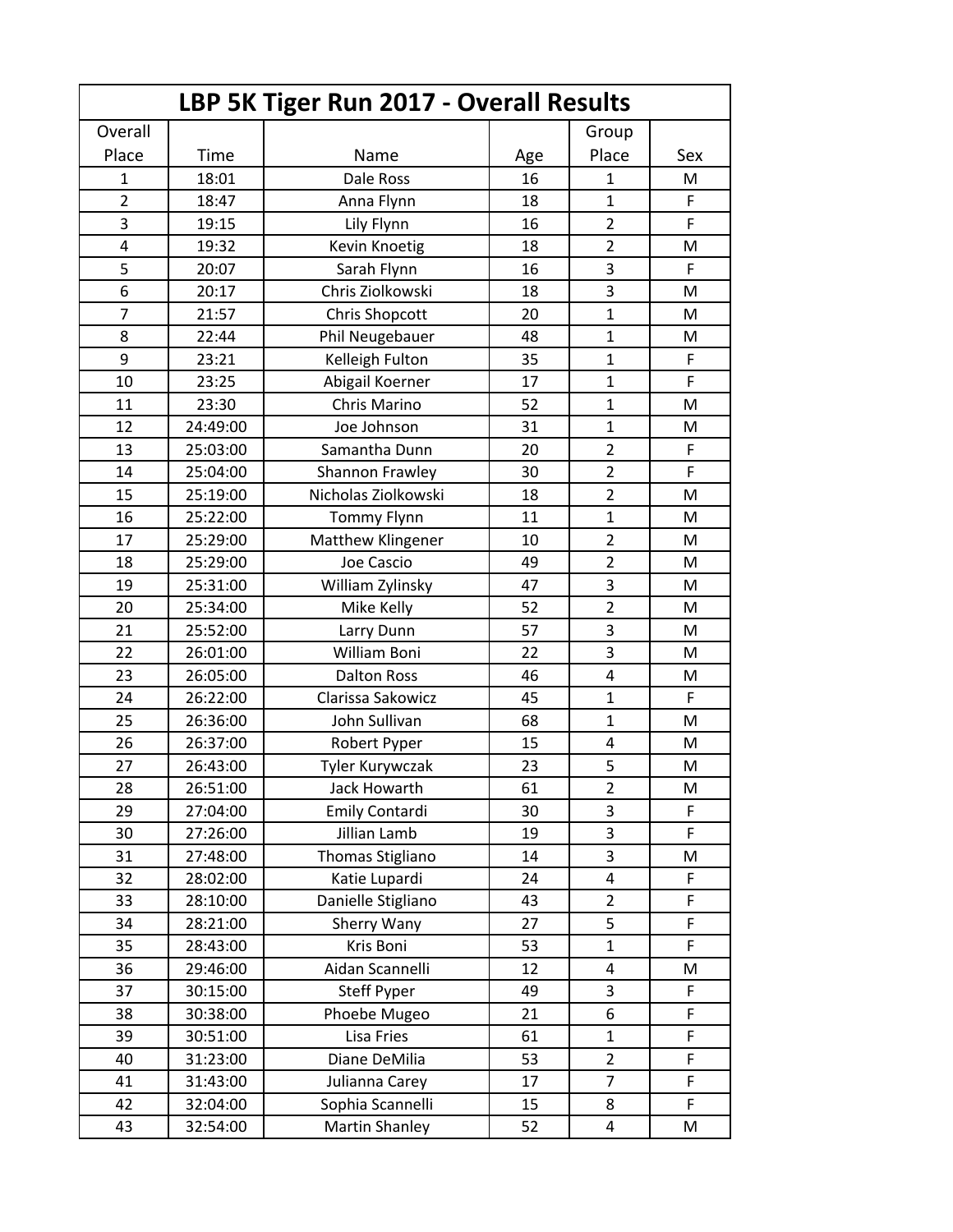| LBP 5K Tiger Run 2017 - Overall Results | | | | | |
|---|---|---|---|---|---|
| Overall Place | Time | Name | Age | Group Place | Sex |
| 1 | 18:01 | Dale Ross | 16 | 1 | M |
| 2 | 18:47 | Anna Flynn | 18 | 1 | F |
| 3 | 19:15 | Lily Flynn | 16 | 2 | F |
| 4 | 19:32 | Kevin Knoetig | 18 | 2 | M |
| 5 | 20:07 | Sarah Flynn | 16 | 3 | F |
| 6 | 20:17 | Chris Ziolkowski | 18 | 3 | M |
| 7 | 21:57 | Chris Shopcott | 20 | 1 | M |
| 8 | 22:44 | Phil Neugebauer | 48 | 1 | M |
| 9 | 23:21 | Kelleigh Fulton | 35 | 1 | F |
| 10 | 23:25 | Abigail Koerner | 17 | 1 | F |
| 11 | 23:30 | Chris Marino | 52 | 1 | M |
| 12 | 24:49:00 | Joe Johnson | 31 | 1 | M |
| 13 | 25:03:00 | Samantha Dunn | 20 | 2 | F |
| 14 | 25:04:00 | Shannon Frawley | 30 | 2 | F |
| 15 | 25:19:00 | Nicholas Ziolkowski | 18 | 2 | M |
| 16 | 25:22:00 | Tommy Flynn | 11 | 1 | M |
| 17 | 25:29:00 | Matthew Klingener | 10 | 2 | M |
| 18 | 25:29:00 | Joe Cascio | 49 | 2 | M |
| 19 | 25:31:00 | William Zylinsky | 47 | 3 | M |
| 20 | 25:34:00 | Mike Kelly | 52 | 2 | M |
| 21 | 25:52:00 | Larry Dunn | 57 | 3 | M |
| 22 | 26:01:00 | William Boni | 22 | 3 | M |
| 23 | 26:05:00 | Dalton Ross | 46 | 4 | M |
| 24 | 26:22:00 | Clarissa Sakowicz | 45 | 1 | F |
| 25 | 26:36:00 | John Sullivan | 68 | 1 | M |
| 26 | 26:37:00 | Robert Pyper | 15 | 4 | M |
| 27 | 26:43:00 | Tyler Kurywczak | 23 | 5 | M |
| 28 | 26:51:00 | Jack Howarth | 61 | 2 | M |
| 29 | 27:04:00 | Emily Contardi | 30 | 3 | F |
| 30 | 27:26:00 | Jillian Lamb | 19 | 3 | F |
| 31 | 27:48:00 | Thomas Stigliano | 14 | 3 | M |
| 32 | 28:02:00 | Katie Lupardi | 24 | 4 | F |
| 33 | 28:10:00 | Danielle Stigliano | 43 | 2 | F |
| 34 | 28:21:00 | Sherry Wany | 27 | 5 | F |
| 35 | 28:43:00 | Kris Boni | 53 | 1 | F |
| 36 | 29:46:00 | Aidan Scannelli | 12 | 4 | M |
| 37 | 30:15:00 | Steff Pyper | 49 | 3 | F |
| 38 | 30:38:00 | Phoebe Mugeo | 21 | 6 | F |
| 39 | 30:51:00 | Lisa Fries | 61 | 1 | F |
| 40 | 31:23:00 | Diane DeMilia | 53 | 2 | F |
| 41 | 31:43:00 | Julianna Carey | 17 | 7 | F |
| 42 | 32:04:00 | Sophia Scannelli | 15 | 8 | F |
| 43 | 32:54:00 | Martin Shanley | 52 | 4 | M |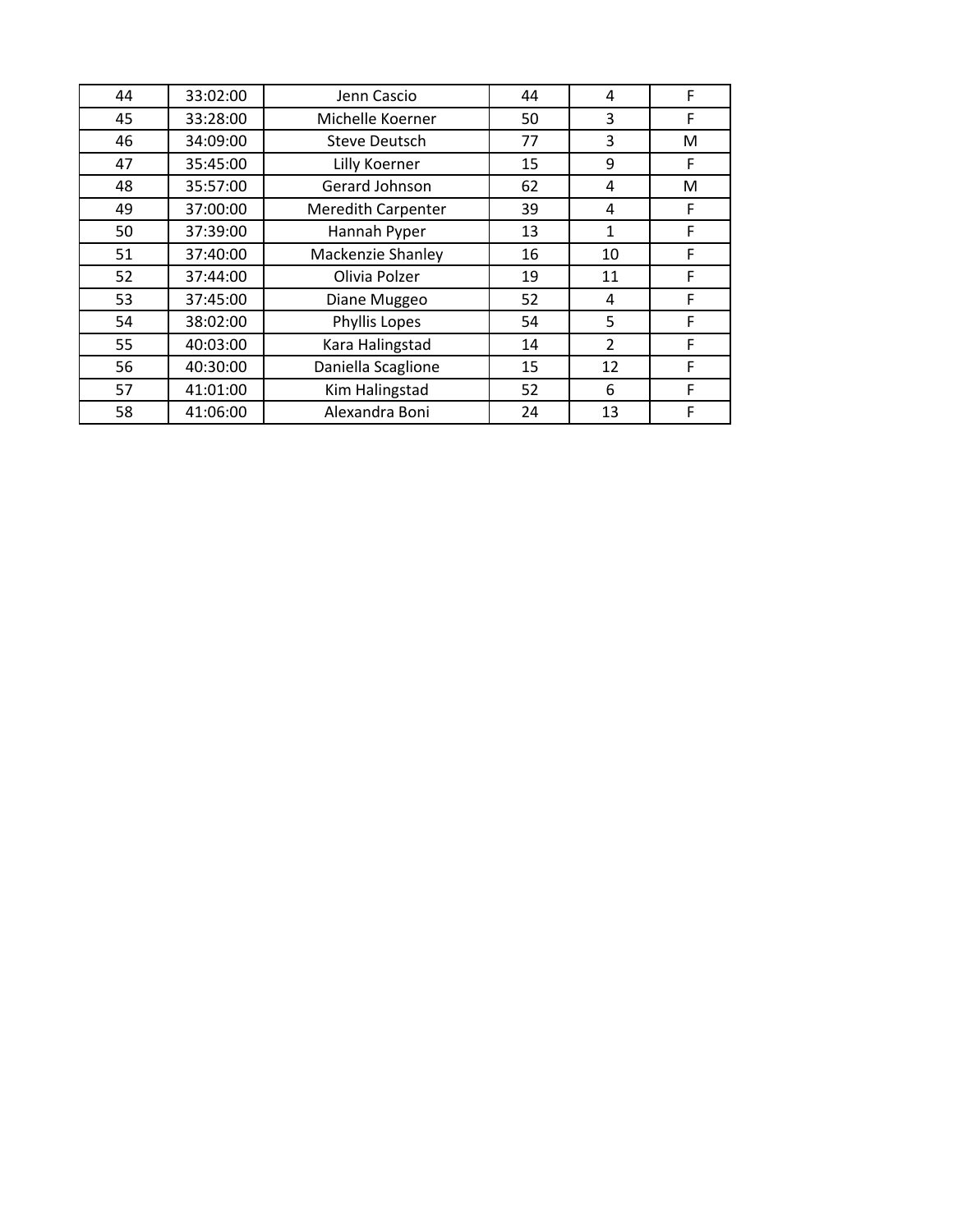| | | | | | |
|---|---|---|---|---|---|
| 44 | 33:02:00 | Jenn Cascio | 44 | 4 | F |
| 45 | 33:28:00 | Michelle Koerner | 50 | 3 | F |
| 46 | 34:09:00 | Steve Deutsch | 77 | 3 | M |
| 47 | 35:45:00 | Lilly Koerner | 15 | 9 | F |
| 48 | 35:57:00 | Gerard Johnson | 62 | 4 | M |
| 49 | 37:00:00 | Meredith Carpenter | 39 | 4 | F |
| 50 | 37:39:00 | Hannah Pyper | 13 | 1 | F |
| 51 | 37:40:00 | Mackenzie Shanley | 16 | 10 | F |
| 52 | 37:44:00 | Olivia Polzer | 19 | 11 | F |
| 53 | 37:45:00 | Diane Muggeo | 52 | 4 | F |
| 54 | 38:02:00 | Phyllis Lopes | 54 | 5 | F |
| 55 | 40:03:00 | Kara Halingstad | 14 | 2 | F |
| 56 | 40:30:00 | Daniella Scaglione | 15 | 12 | F |
| 57 | 41:01:00 | Kim Halingstad | 52 | 6 | F |
| 58 | 41:06:00 | Alexandra Boni | 24 | 13 | F |